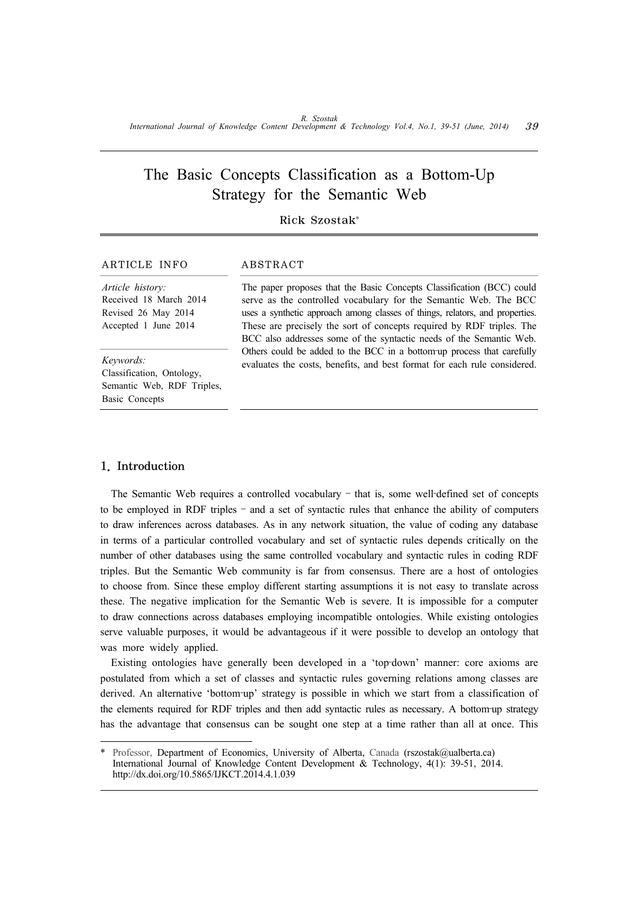# The Basic Concepts Classification as a Bottom-Up Strategy for the Semantic Web

Rick Szostak*

**ARTICLE INFO**

*Article history:*
Received 18 March 2014
Revised 26 May 2014
Accepted 1 June 2014

*Keywords:*
Classification, Ontology, Semantic Web, RDF Triples, Basic Concepts

**ABSTRACT**

The paper proposes that the Basic Concepts Classification (BCC) could serve as the controlled vocabulary for the Semantic Web. The BCC uses a synthetic approach among classes of things, relators, and properties. These are precisely the sort of concepts required by RDF triples. The BCC also addresses some of the syntactic needs of the Semantic Web. Others could be added to the BCC in a bottom-up process that carefully evaluates the costs, benefits, and best format for each rule considered.

## 1. Introduction

The Semantic Web requires a controlled vocabulary – that is, some well-defined set of concepts to be employed in RDF triples – and a set of syntactic rules that enhance the ability of computers to draw inferences across databases. As in any network situation, the value of coding any database in terms of a particular controlled vocabulary and set of syntactic rules depends critically on the number of other databases using the same controlled vocabulary and syntactic rules in coding RDF triples. But the Semantic Web community is far from consensus. There are a host of ontologies to choose from. Since these employ different starting assumptions it is not easy to translate across these. The negative implication for the Semantic Web is severe. It is impossible for a computer to draw connections across databases employing incompatible ontologies. While existing ontologies serve valuable purposes, it would be advantageous if it were possible to develop an ontology that was more widely applied.

Existing ontologies have generally been developed in a 'top-down' manner: core axioms are postulated from which a set of classes and syntactic rules governing relations among classes are derived. An alternative 'bottom-up' strategy is possible in which we start from a classification of the elements required for RDF triples and then add syntactic rules as necessary. A bottom-up strategy has the advantage that consensus can be sought one step at a time rather than all at once. This

---

\* Professor, Department of Economics, University of Alberta, Canada (rszostak@ualberta.ca)
International Journal of Knowledge Content Development & Technology, 4(1): 39-51, 2014.
http://dx.doi.org/10.5865/IJKCT.2014.4.1.039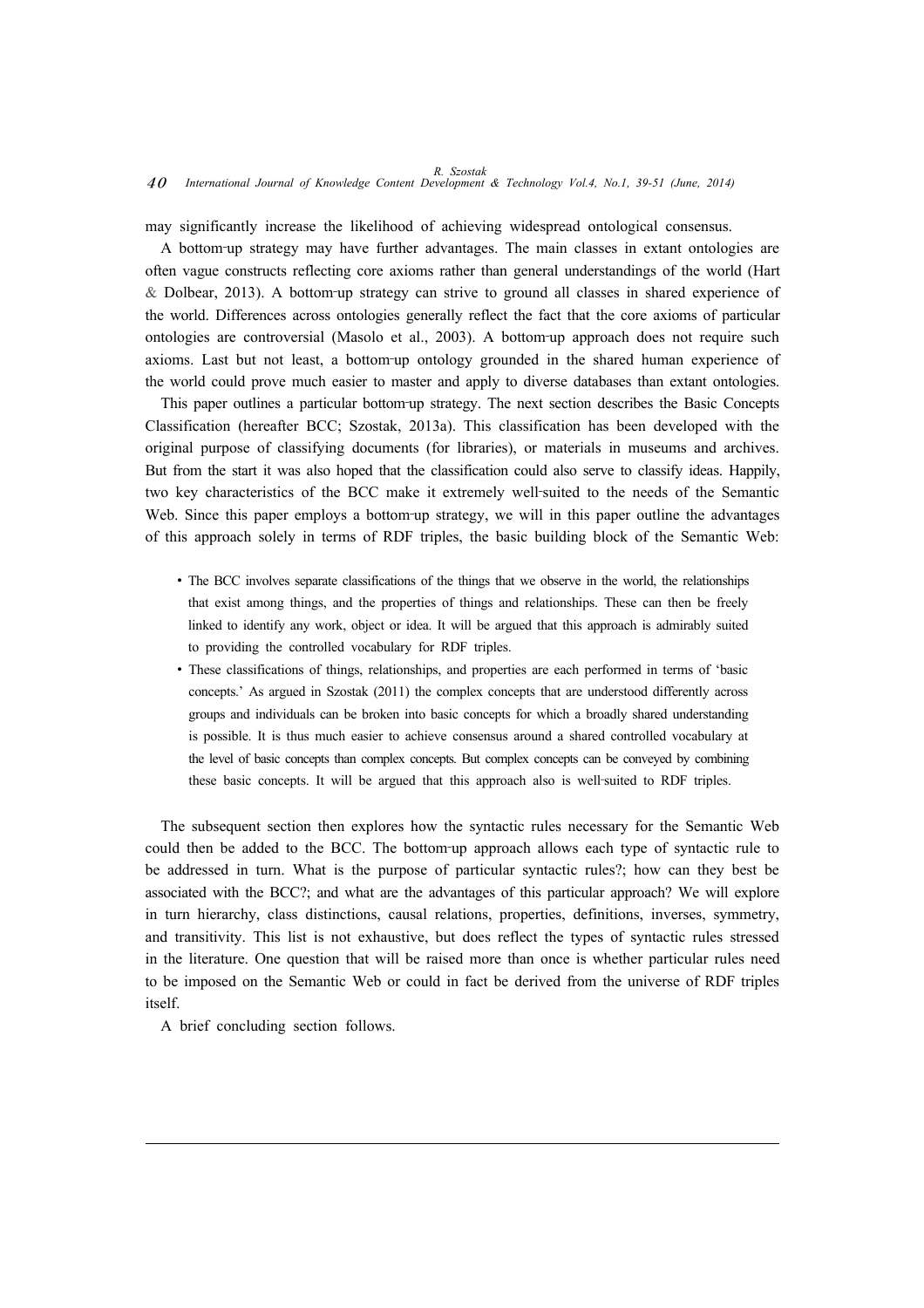may significantly increase the likelihood of achieving widespread ontological consensus.

A bottom-up strategy may have further advantages. The main classes in extant ontologies are often vague constructs reflecting core axioms rather than general understandings of the world (Hart & Dolbear, 2013). A bottom-up strategy can strive to ground all classes in shared experience of the world. Differences across ontologies generally reflect the fact that the core axioms of particular ontologies are controversial (Masolo et al., 2003). A bottom-up approach does not require such axioms. Last but not least, a bottom-up ontology grounded in the shared human experience of the world could prove much easier to master and apply to diverse databases than extant ontologies.

This paper outlines a particular bottom-up strategy. The next section describes the Basic Concepts Classification (hereafter BCC; Szostak, 2013a). This classification has been developed with the original purpose of classifying documents (for libraries), or materials in museums and archives. But from the start it was also hoped that the classification could also serve to classify ideas. Happily, two key characteristics of the BCC make it extremely well-suited to the needs of the Semantic Web. Since this paper employs a bottom-up strategy, we will in this paper outline the advantages of this approach solely in terms of RDF triples, the basic building block of the Semantic Web:

- The BCC involves separate classifications of the things that we observe in the world, the relationships that exist among things, and the properties of things and relationships. These can then be freely linked to identify any work, object or idea. It will be argued that this approach is admirably suited to providing the controlled vocabulary for RDF triples.
- These classifications of things, relationships, and properties are each performed in terms of 'basic concepts.' As argued in Szostak (2011) the complex concepts that are understood differently across groups and individuals can be broken into basic concepts for which a broadly shared understanding is possible. It is thus much easier to achieve consensus around a shared controlled vocabulary at the level of basic concepts than complex concepts. But complex concepts can be conveyed by combining these basic concepts. It will be argued that this approach also is well-suited to RDF triples.

The subsequent section then explores how the syntactic rules necessary for the Semantic Web could then be added to the BCC. The bottom-up approach allows each type of syntactic rule to be addressed in turn. What is the purpose of particular syntactic rules?; how can they best be associated with the BCC?; and what are the advantages of this particular approach? We will explore in turn hierarchy, class distinctions, causal relations, properties, definitions, inverses, symmetry, and transitivity. This list is not exhaustive, but does reflect the types of syntactic rules stressed in the literature. One question that will be raised more than once is whether particular rules need to be imposed on the Semantic Web or could in fact be derived from the universe of RDF triples itself.

A brief concluding section follows.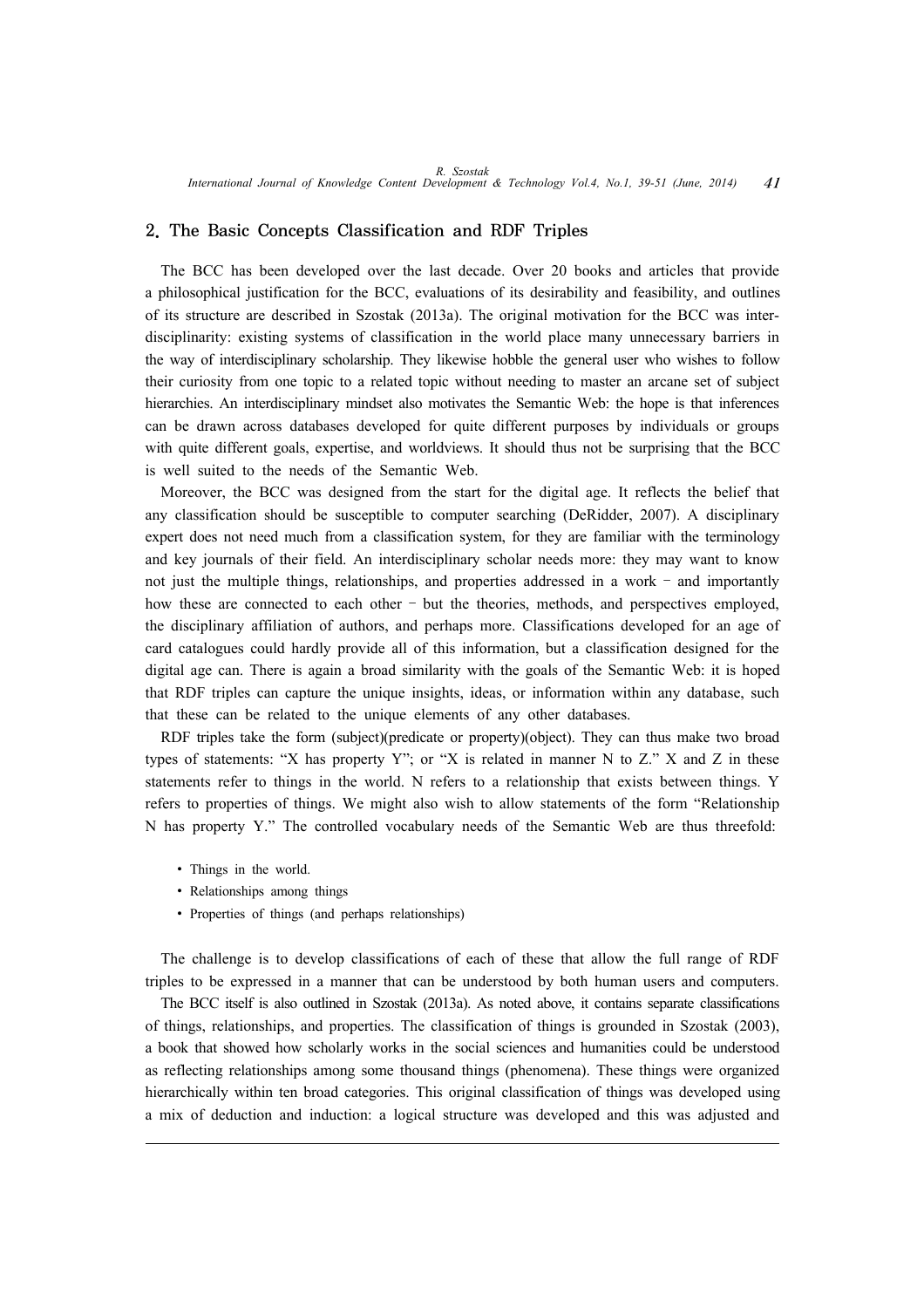## 2. The Basic Concepts Classification and RDF Triples

The BCC has been developed over the last decade. Over 20 books and articles that provide a philosophical justification for the BCC, evaluations of its desirability and feasibility, and outlines of its structure are described in Szostak (2013a). The original motivation for the BCC was interdisciplinarity: existing systems of classification in the world place many unnecessary barriers in the way of interdisciplinary scholarship. They likewise hobble the general user who wishes to follow their curiosity from one topic to a related topic without needing to master an arcane set of subject hierarchies. An interdisciplinary mindset also motivates the Semantic Web: the hope is that inferences can be drawn across databases developed for quite different purposes by individuals or groups with quite different goals, expertise, and worldviews. It should thus not be surprising that the BCC is well suited to the needs of the Semantic Web.

Moreover, the BCC was designed from the start for the digital age. It reflects the belief that any classification should be susceptible to computer searching (DeRidder, 2007). A disciplinary expert does not need much from a classification system, for they are familiar with the terminology and key journals of their field. An interdisciplinary scholar needs more: they may want to know not just the multiple things, relationships, and properties addressed in a work – and importantly how these are connected to each other – but the theories, methods, and perspectives employed, the disciplinary affiliation of authors, and perhaps more. Classifications developed for an age of card catalogues could hardly provide all of this information, but a classification designed for the digital age can. There is again a broad similarity with the goals of the Semantic Web: it is hoped that RDF triples can capture the unique insights, ideas, or information within any database, such that these can be related to the unique elements of any other databases.

RDF triples take the form (subject)(predicate or property)(object). They can thus make two broad types of statements: "X has property Y"; or "X is related in manner N to Z." X and Z in these statements refer to things in the world. N refers to a relationship that exists between things. Y refers to properties of things. We might also wish to allow statements of the form "Relationship N has property Y." The controlled vocabulary needs of the Semantic Web are thus threefold:

- Things in the world.
- Relationships among things
- Properties of things (and perhaps relationships)

The challenge is to develop classifications of each of these that allow the full range of RDF triples to be expressed in a manner that can be understood by both human users and computers.

The BCC itself is also outlined in Szostak (2013a). As noted above, it contains separate classifications of things, relationships, and properties. The classification of things is grounded in Szostak (2003), a book that showed how scholarly works in the social sciences and humanities could be understood as reflecting relationships among some thousand things (phenomena). These things were organized hierarchically within ten broad categories. This original classification of things was developed using a mix of deduction and induction: a logical structure was developed and this was adjusted and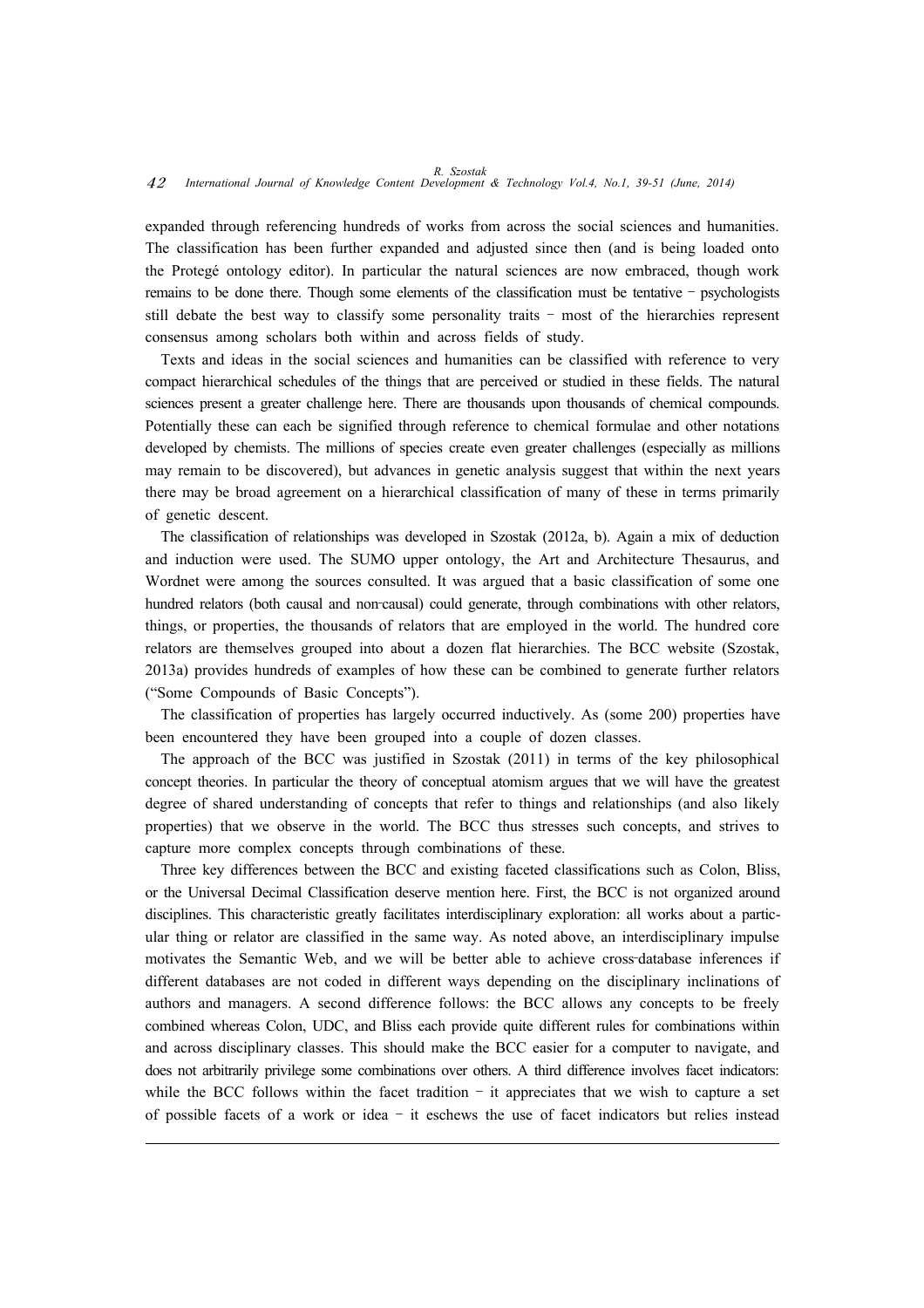expanded through referencing hundreds of works from across the social sciences and humanities. The classification has been further expanded and adjusted since then (and is being loaded onto the Protegé ontology editor). In particular the natural sciences are now embraced, though work remains to be done there. Though some elements of the classification must be tentative – psychologists still debate the best way to classify some personality traits – most of the hierarchies represent consensus among scholars both within and across fields of study.

Texts and ideas in the social sciences and humanities can be classified with reference to very compact hierarchical schedules of the things that are perceived or studied in these fields. The natural sciences present a greater challenge here. There are thousands upon thousands of chemical compounds. Potentially these can each be signified through reference to chemical formulae and other notations developed by chemists. The millions of species create even greater challenges (especially as millions may remain to be discovered), but advances in genetic analysis suggest that within the next years there may be broad agreement on a hierarchical classification of many of these in terms primarily of genetic descent.

The classification of relationships was developed in Szostak (2012a, b). Again a mix of deduction and induction were used. The SUMO upper ontology, the Art and Architecture Thesaurus, and Wordnet were among the sources consulted. It was argued that a basic classification of some one hundred relators (both causal and non-causal) could generate, through combinations with other relators, things, or properties, the thousands of relators that are employed in the world. The hundred core relators are themselves grouped into about a dozen flat hierarchies. The BCC website (Szostak, 2013a) provides hundreds of examples of how these can be combined to generate further relators ("Some Compounds of Basic Concepts").

The classification of properties has largely occurred inductively. As (some 200) properties have been encountered they have been grouped into a couple of dozen classes.

The approach of the BCC was justified in Szostak (2011) in terms of the key philosophical concept theories. In particular the theory of conceptual atomism argues that we will have the greatest degree of shared understanding of concepts that refer to things and relationships (and also likely properties) that we observe in the world. The BCC thus stresses such concepts, and strives to capture more complex concepts through combinations of these.

Three key differences between the BCC and existing faceted classifications such as Colon, Bliss, or the Universal Decimal Classification deserve mention here. First, the BCC is not organized around disciplines. This characteristic greatly facilitates interdisciplinary exploration: all works about a particular thing or relator are classified in the same way. As noted above, an interdisciplinary impulse motivates the Semantic Web, and we will be better able to achieve cross-database inferences if different databases are not coded in different ways depending on the disciplinary inclinations of authors and managers. A second difference follows: the BCC allows any concepts to be freely combined whereas Colon, UDC, and Bliss each provide quite different rules for combinations within and across disciplinary classes. This should make the BCC easier for a computer to navigate, and does not arbitrarily privilege some combinations over others. A third difference involves facet indicators: while the BCC follows within the facet tradition – it appreciates that we wish to capture a set of possible facets of a work or idea – it eschews the use of facet indicators but relies instead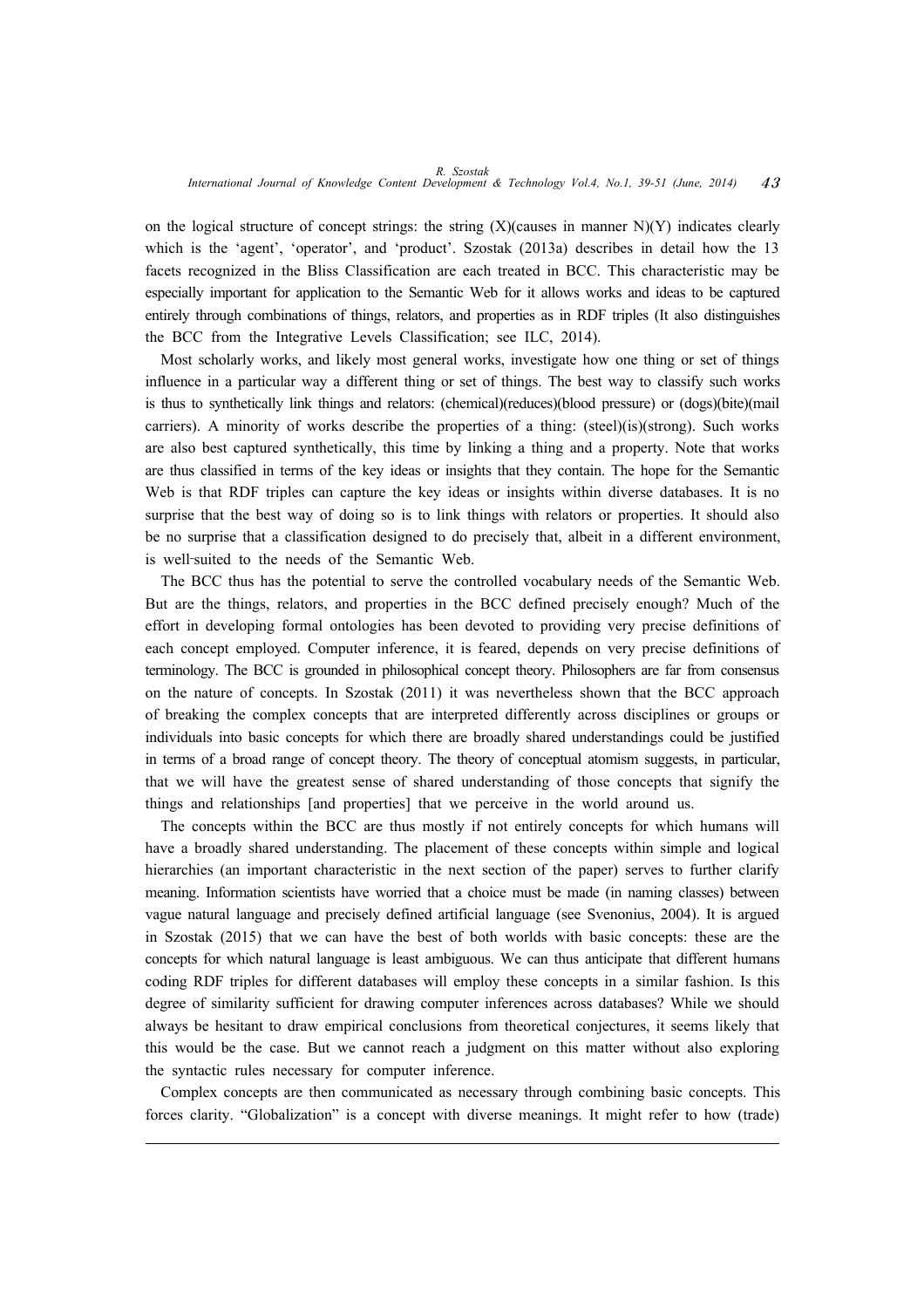on the logical structure of concept strings: the string (X)(causes in manner N)(Y) indicates clearly which is the 'agent', 'operator', and 'product'. Szostak (2013a) describes in detail how the 13 facets recognized in the Bliss Classification are each treated in BCC. This characteristic may be especially important for application to the Semantic Web for it allows works and ideas to be captured entirely through combinations of things, relators, and properties as in RDF triples (It also distinguishes the BCC from the Integrative Levels Classification; see ILC, 2014).

Most scholarly works, and likely most general works, investigate how one thing or set of things influence in a particular way a different thing or set of things. The best way to classify such works is thus to synthetically link things and relators: (chemical)(reduces)(blood pressure) or (dogs)(bite)(mail carriers). A minority of works describe the properties of a thing: (steel)(is)(strong). Such works are also best captured synthetically, this time by linking a thing and a property. Note that works are thus classified in terms of the key ideas or insights that they contain. The hope for the Semantic Web is that RDF triples can capture the key ideas or insights within diverse databases. It is no surprise that the best way of doing so is to link things with relators or properties. It should also be no surprise that a classification designed to do precisely that, albeit in a different environment, is well-suited to the needs of the Semantic Web.

The BCC thus has the potential to serve the controlled vocabulary needs of the Semantic Web. But are the things, relators, and properties in the BCC defined precisely enough? Much of the effort in developing formal ontologies has been devoted to providing very precise definitions of each concept employed. Computer inference, it is feared, depends on very precise definitions of terminology. The BCC is grounded in philosophical concept theory. Philosophers are far from consensus on the nature of concepts. In Szostak (2011) it was nevertheless shown that the BCC approach of breaking the complex concepts that are interpreted differently across disciplines or groups or individuals into basic concepts for which there are broadly shared understandings could be justified in terms of a broad range of concept theory. The theory of conceptual atomism suggests, in particular, that we will have the greatest sense of shared understanding of those concepts that signify the things and relationships [and properties] that we perceive in the world around us.

The concepts within the BCC are thus mostly if not entirely concepts for which humans will have a broadly shared understanding. The placement of these concepts within simple and logical hierarchies (an important characteristic in the next section of the paper) serves to further clarify meaning. Information scientists have worried that a choice must be made (in naming classes) between vague natural language and precisely defined artificial language (see Svenonius, 2004). It is argued in Szostak (2015) that we can have the best of both worlds with basic concepts: these are the concepts for which natural language is least ambiguous. We can thus anticipate that different humans coding RDF triples for different databases will employ these concepts in a similar fashion. Is this degree of similarity sufficient for drawing computer inferences across databases? While we should always be hesitant to draw empirical conclusions from theoretical conjectures, it seems likely that this would be the case. But we cannot reach a judgment on this matter without also exploring the syntactic rules necessary for computer inference.

Complex concepts are then communicated as necessary through combining basic concepts. This forces clarity. "Globalization" is a concept with diverse meanings. It might refer to how (trade)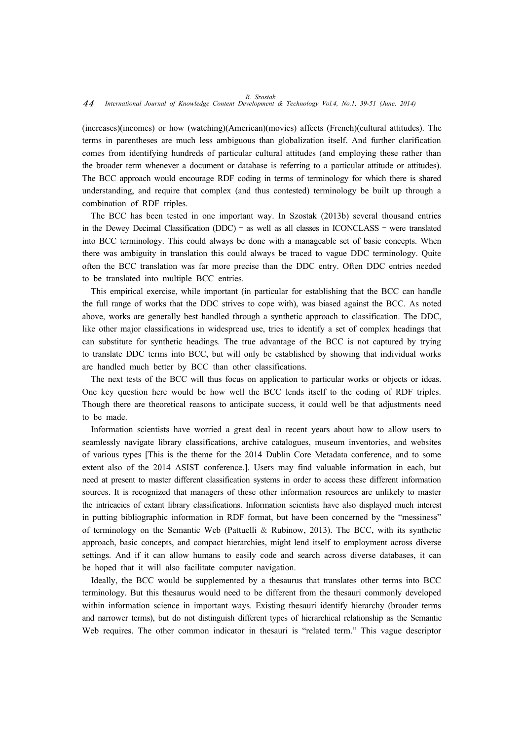(increases)(incomes) or how (watching)(American)(movies) affects (French)(cultural attitudes). The terms in parentheses are much less ambiguous than globalization itself. And further clarification comes from identifying hundreds of particular cultural attitudes (and employing these rather than the broader term whenever a document or database is referring to a particular attitude or attitudes). The BCC approach would encourage RDF coding in terms of terminology for which there is shared understanding, and require that complex (and thus contested) terminology be built up through a combination of RDF triples.

The BCC has been tested in one important way. In Szostak (2013b) several thousand entries in the Dewey Decimal Classification (DDC) – as well as all classes in ICONCLASS – were translated into BCC terminology. This could always be done with a manageable set of basic concepts. When there was ambiguity in translation this could always be traced to vague DDC terminology. Quite often the BCC translation was far more precise than the DDC entry. Often DDC entries needed to be translated into multiple BCC entries.

This empirical exercise, while important (in particular for establishing that the BCC can handle the full range of works that the DDC strives to cope with), was biased against the BCC. As noted above, works are generally best handled through a synthetic approach to classification. The DDC, like other major classifications in widespread use, tries to identify a set of complex headings that can substitute for synthetic headings. The true advantage of the BCC is not captured by trying to translate DDC terms into BCC, but will only be established by showing that individual works are handled much better by BCC than other classifications.

The next tests of the BCC will thus focus on application to particular works or objects or ideas. One key question here would be how well the BCC lends itself to the coding of RDF triples. Though there are theoretical reasons to anticipate success, it could well be that adjustments need to be made.

Information scientists have worried a great deal in recent years about how to allow users to seamlessly navigate library classifications, archive catalogues, museum inventories, and websites of various types [This is the theme for the 2014 Dublin Core Metadata conference, and to some extent also of the 2014 ASIST conference.]. Users may find valuable information in each, but need at present to master different classification systems in order to access these different information sources. It is recognized that managers of these other information resources are unlikely to master the intricacies of extant library classifications. Information scientists have also displayed much interest in putting bibliographic information in RDF format, but have been concerned by the "messiness" of terminology on the Semantic Web (Pattuelli & Rubinow, 2013). The BCC, with its synthetic approach, basic concepts, and compact hierarchies, might lend itself to employment across diverse settings. And if it can allow humans to easily code and search across diverse databases, it can be hoped that it will also facilitate computer navigation.

Ideally, the BCC would be supplemented by a thesaurus that translates other terms into BCC terminology. But this thesaurus would need to be different from the thesauri commonly developed within information science in important ways. Existing thesauri identify hierarchy (broader terms and narrower terms), but do not distinguish different types of hierarchical relationship as the Semantic Web requires. The other common indicator in thesauri is "related term." This vague descriptor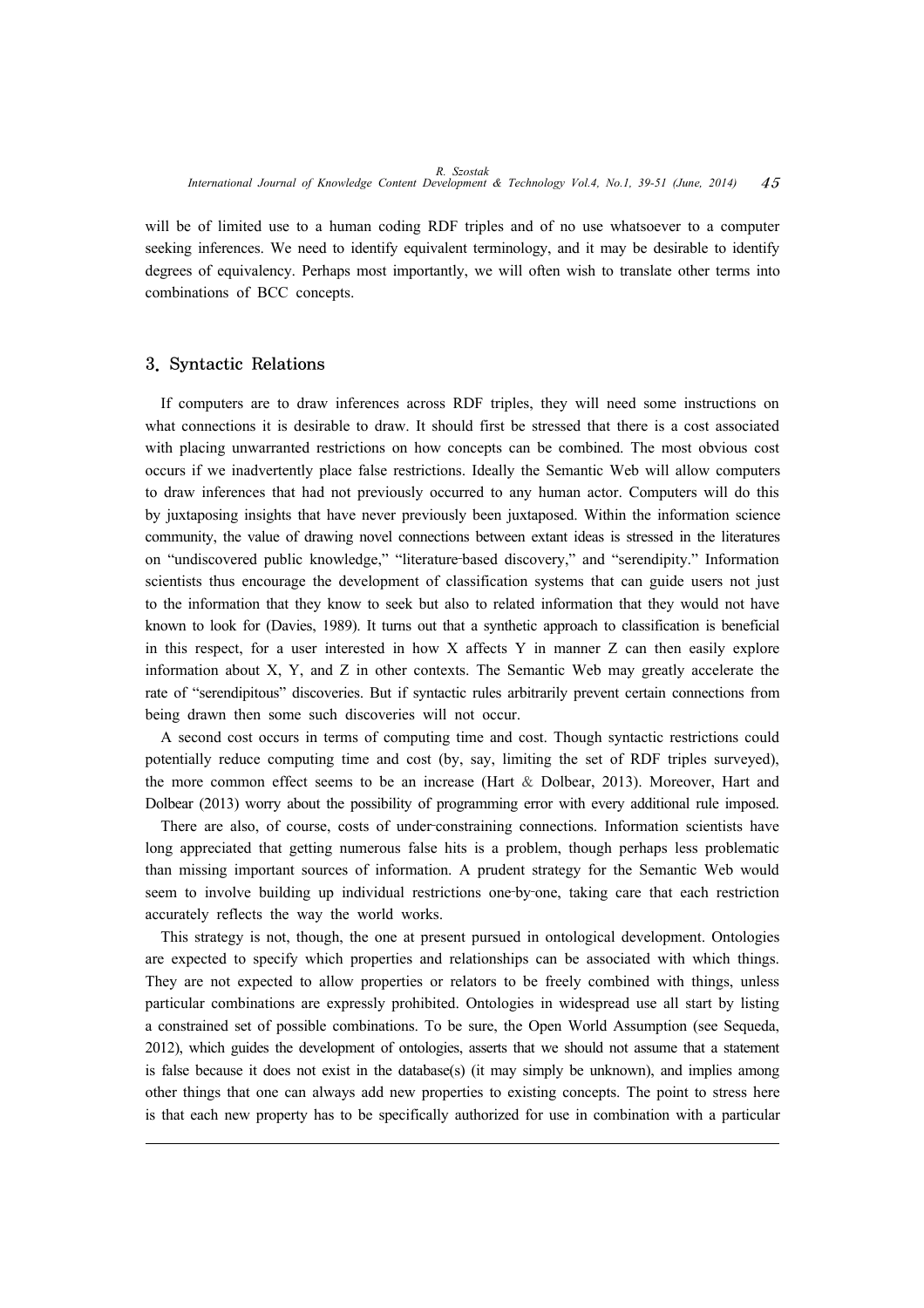will be of limited use to a human coding RDF triples and of no use whatsoever to a computer seeking inferences. We need to identify equivalent terminology, and it may be desirable to identify degrees of equivalency. Perhaps most importantly, we will often wish to translate other terms into combinations of BCC concepts.

## 3. Syntactic Relations

If computers are to draw inferences across RDF triples, they will need some instructions on what connections it is desirable to draw. It should first be stressed that there is a cost associated with placing unwarranted restrictions on how concepts can be combined. The most obvious cost occurs if we inadvertently place false restrictions. Ideally the Semantic Web will allow computers to draw inferences that had not previously occurred to any human actor. Computers will do this by juxtaposing insights that have never previously been juxtaposed. Within the information science community, the value of drawing novel connections between extant ideas is stressed in the literatures on "undiscovered public knowledge," "literature-based discovery," and "serendipity." Information scientists thus encourage the development of classification systems that can guide users not just to the information that they know to seek but also to related information that they would not have known to look for (Davies, 1989). It turns out that a synthetic approach to classification is beneficial in this respect, for a user interested in how X affects Y in manner Z can then easily explore information about X, Y, and Z in other contexts. The Semantic Web may greatly accelerate the rate of "serendipitous" discoveries. But if syntactic rules arbitrarily prevent certain connections from being drawn then some such discoveries will not occur.

A second cost occurs in terms of computing time and cost. Though syntactic restrictions could potentially reduce computing time and cost (by, say, limiting the set of RDF triples surveyed), the more common effect seems to be an increase (Hart & Dolbear, 2013). Moreover, Hart and Dolbear (2013) worry about the possibility of programming error with every additional rule imposed.

There are also, of course, costs of under-constraining connections. Information scientists have long appreciated that getting numerous false hits is a problem, though perhaps less problematic than missing important sources of information. A prudent strategy for the Semantic Web would seem to involve building up individual restrictions one-by-one, taking care that each restriction accurately reflects the way the world works.

This strategy is not, though, the one at present pursued in ontological development. Ontologies are expected to specify which properties and relationships can be associated with which things. They are not expected to allow properties or relators to be freely combined with things, unless particular combinations are expressly prohibited. Ontologies in widespread use all start by listing a constrained set of possible combinations. To be sure, the Open World Assumption (see Sequeda, 2012), which guides the development of ontologies, asserts that we should not assume that a statement is false because it does not exist in the database(s) (it may simply be unknown), and implies among other things that one can always add new properties to existing concepts. The point to stress here is that each new property has to be specifically authorized for use in combination with a particular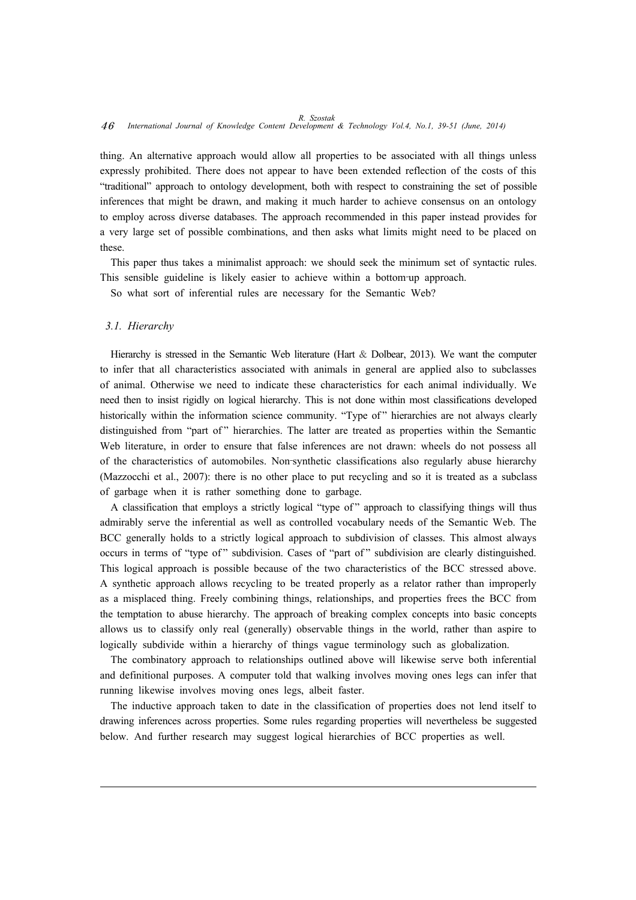thing. An alternative approach would allow all properties to be associated with all things unless expressly prohibited. There does not appear to have been extended reflection of the costs of this "traditional" approach to ontology development, both with respect to constraining the set of possible inferences that might be drawn, and making it much harder to achieve consensus on an ontology to employ across diverse databases. The approach recommended in this paper instead provides for a very large set of possible combinations, and then asks what limits might need to be placed on these.

This paper thus takes a minimalist approach: we should seek the minimum set of syntactic rules. This sensible guideline is likely easier to achieve within a bottom-up approach.

So what sort of inferential rules are necessary for the Semantic Web?

### 3.1. Hierarchy

Hierarchy is stressed in the Semantic Web literature (Hart & Dolbear, 2013). We want the computer to infer that all characteristics associated with animals in general are applied also to subclasses of animal. Otherwise we need to indicate these characteristics for each animal individually. We need then to insist rigidly on logical hierarchy. This is not done within most classifications developed historically within the information science community. "Type of" hierarchies are not always clearly distinguished from "part of" hierarchies. The latter are treated as properties within the Semantic Web literature, in order to ensure that false inferences are not drawn: wheels do not possess all of the characteristics of automobiles. Non-synthetic classifications also regularly abuse hierarchy (Mazzocchi et al., 2007): there is no other place to put recycling and so it is treated as a subclass of garbage when it is rather something done to garbage.

A classification that employs a strictly logical "type of" approach to classifying things will thus admirably serve the inferential as well as controlled vocabulary needs of the Semantic Web. The BCC generally holds to a strictly logical approach to subdivision of classes. This almost always occurs in terms of "type of" subdivision. Cases of "part of" subdivision are clearly distinguished. This logical approach is possible because of the two characteristics of the BCC stressed above. A synthetic approach allows recycling to be treated properly as a relator rather than improperly as a misplaced thing. Freely combining things, relationships, and properties frees the BCC from the temptation to abuse hierarchy. The approach of breaking complex concepts into basic concepts allows us to classify only real (generally) observable things in the world, rather than aspire to logically subdivide within a hierarchy of things vague terminology such as globalization.

The combinatory approach to relationships outlined above will likewise serve both inferential and definitional purposes. A computer told that walking involves moving ones legs can infer that running likewise involves moving ones legs, albeit faster.

The inductive approach taken to date in the classification of properties does not lend itself to drawing inferences across properties. Some rules regarding properties will nevertheless be suggested below. And further research may suggest logical hierarchies of BCC properties as well.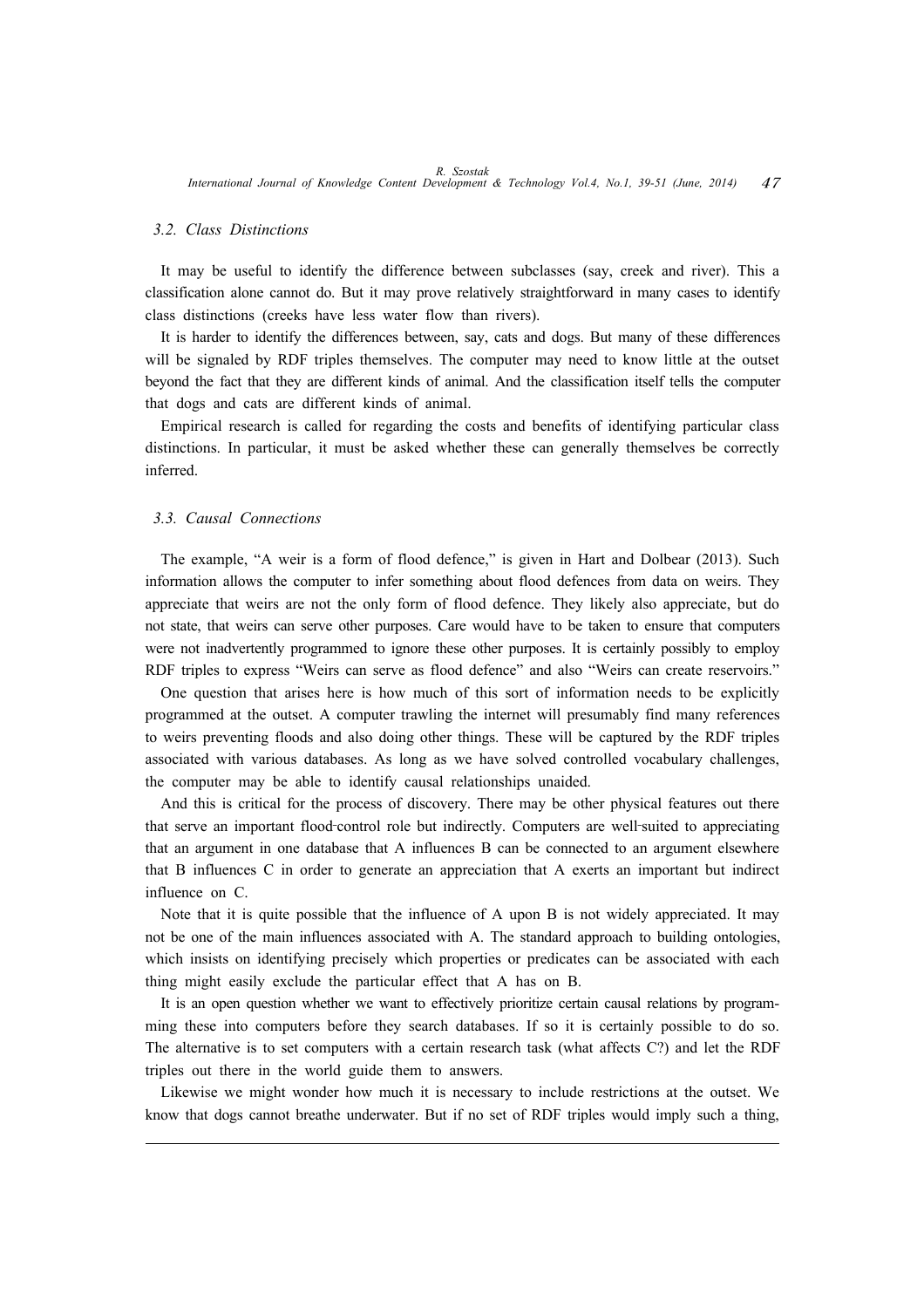### 3.2. Class Distinctions

It may be useful to identify the difference between subclasses (say, creek and river). This a classification alone cannot do. But it may prove relatively straightforward in many cases to identify class distinctions (creeks have less water flow than rivers).

It is harder to identify the differences between, say, cats and dogs. But many of these differences will be signaled by RDF triples themselves. The computer may need to know little at the outset beyond the fact that they are different kinds of animal. And the classification itself tells the computer that dogs and cats are different kinds of animal.

Empirical research is called for regarding the costs and benefits of identifying particular class distinctions. In particular, it must be asked whether these can generally themselves be correctly inferred.

### 3.3. Causal Connections

The example, "A weir is a form of flood defence," is given in Hart and Dolbear (2013). Such information allows the computer to infer something about flood defences from data on weirs. They appreciate that weirs are not the only form of flood defence. They likely also appreciate, but do not state, that weirs can serve other purposes. Care would have to be taken to ensure that computers were not inadvertently programmed to ignore these other purposes. It is certainly possibly to employ RDF triples to express "Weirs can serve as flood defence" and also "Weirs can create reservoirs."

One question that arises here is how much of this sort of information needs to be explicitly programmed at the outset. A computer trawling the internet will presumably find many references to weirs preventing floods and also doing other things. These will be captured by the RDF triples associated with various databases. As long as we have solved controlled vocabulary challenges, the computer may be able to identify causal relationships unaided.

And this is critical for the process of discovery. There may be other physical features out there that serve an important flood-control role but indirectly. Computers are well-suited to appreciating that an argument in one database that A influences B can be connected to an argument elsewhere that B influences C in order to generate an appreciation that A exerts an important but indirect influence on C.

Note that it is quite possible that the influence of A upon B is not widely appreciated. It may not be one of the main influences associated with A. The standard approach to building ontologies, which insists on identifying precisely which properties or predicates can be associated with each thing might easily exclude the particular effect that A has on B.

It is an open question whether we want to effectively prioritize certain causal relations by programming these into computers before they search databases. If so it is certainly possible to do so. The alternative is to set computers with a certain research task (what affects C?) and let the RDF triples out there in the world guide them to answers.

Likewise we might wonder how much it is necessary to include restrictions at the outset. We know that dogs cannot breathe underwater. But if no set of RDF triples would imply such a thing,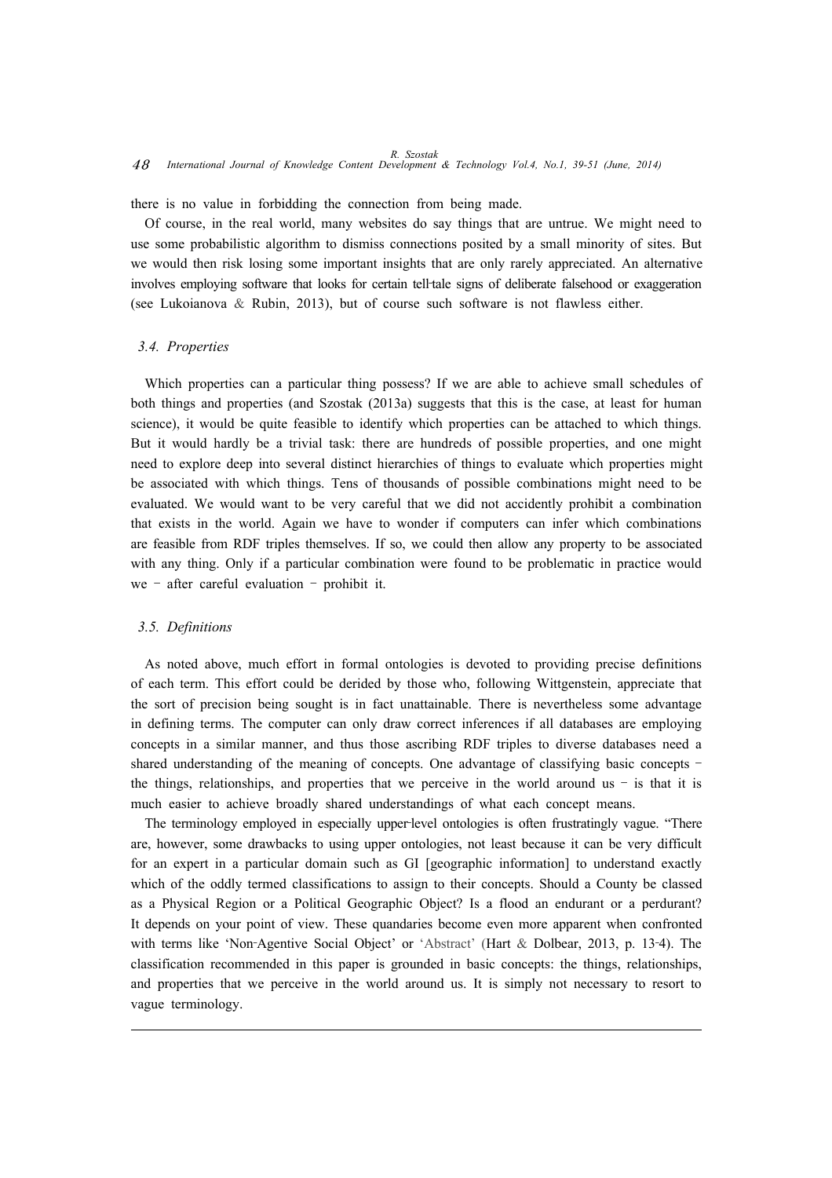there is no value in forbidding the connection from being made.

Of course, in the real world, many websites do say things that are untrue. We might need to use some probabilistic algorithm to dismiss connections posited by a small minority of sites. But we would then risk losing some important insights that are only rarely appreciated. An alternative involves employing software that looks for certain tell-tale signs of deliberate falsehood or exaggeration (see Lukoianova & Rubin, 2013), but of course such software is not flawless either.

### *3.4. Properties*

Which properties can a particular thing possess? If we are able to achieve small schedules of both things and properties (and Szostak (2013a) suggests that this is the case, at least for human science), it would be quite feasible to identify which properties can be attached to which things. But it would hardly be a trivial task: there are hundreds of possible properties, and one might need to explore deep into several distinct hierarchies of things to evaluate which properties might be associated with which things. Tens of thousands of possible combinations might need to be evaluated. We would want to be very careful that we did not accidently prohibit a combination that exists in the world. Again we have to wonder if computers can infer which combinations are feasible from RDF triples themselves. If so, we could then allow any property to be associated with any thing. Only if a particular combination were found to be problematic in practice would we – after careful evaluation – prohibit it.

### *3.5. Definitions*

As noted above, much effort in formal ontologies is devoted to providing precise definitions of each term. This effort could be derided by those who, following Wittgenstein, appreciate that the sort of precision being sought is in fact unattainable. There is nevertheless some advantage in defining terms. The computer can only draw correct inferences if all databases are employing concepts in a similar manner, and thus those ascribing RDF triples to diverse databases need a shared understanding of the meaning of concepts. One advantage of classifying basic concepts – the things, relationships, and properties that we perceive in the world around us – is that it is much easier to achieve broadly shared understandings of what each concept means.

The terminology employed in especially upper-level ontologies is often frustratingly vague. "There are, however, some drawbacks to using upper ontologies, not least because it can be very difficult for an expert in a particular domain such as GI [geographic information] to understand exactly which of the oddly termed classifications to assign to their concepts. Should a County be classed as a Physical Region or a Political Geographic Object? Is a flood an endurant or a perdurant? It depends on your point of view. These quandaries become even more apparent when confronted with terms like 'Non-Agentive Social Object' or 'Abstract' (Hart & Dolbear, 2013, p. 13-4). The classification recommended in this paper is grounded in basic concepts: the things, relationships, and properties that we perceive in the world around us. It is simply not necessary to resort to vague terminology.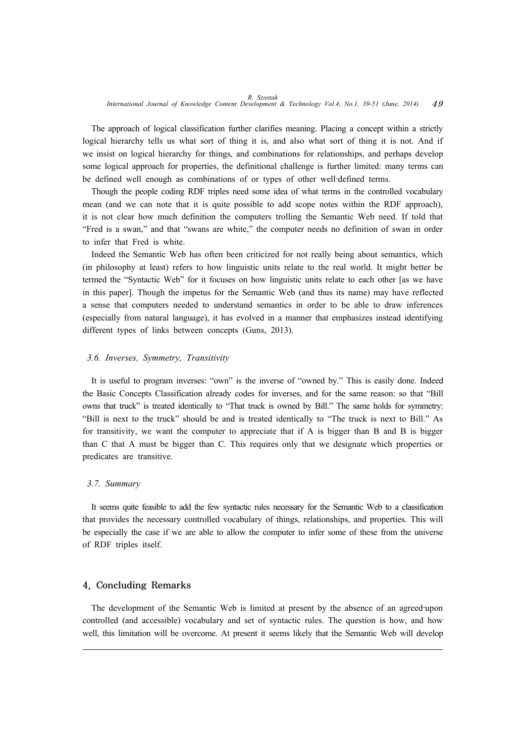The approach of logical classification further clarifies meaning. Placing a concept within a strictly logical hierarchy tells us what sort of thing it is, and also what sort of thing it is not. And if we insist on logical hierarchy for things, and combinations for relationships, and perhaps develop some logical approach for properties, the definitional challenge is further limited: many terms can be defined well enough as combinations of or types of other well-defined terms.

Though the people coding RDF triples need some idea of what terms in the controlled vocabulary mean (and we can note that it is quite possible to add scope notes within the RDF approach), it is not clear how much definition the computers trolling the Semantic Web need. If told that "Fred is a swan," and that "swans are white," the computer needs no definition of swan in order to infer that Fred is white.

Indeed the Semantic Web has often been criticized for not really being about semantics, which (in philosophy at least) refers to how linguistic units relate to the real world. It might better be termed the "Syntactic Web" for it focuses on how linguistic units relate to each other [as we have in this paper]. Though the impetus for the Semantic Web (and thus its name) may have reflected a sense that computers needed to understand semantics in order to be able to draw inferences (especially from natural language), it has evolved in a manner that emphasizes instead identifying different types of links between concepts (Guns, 2013).

### 3.6. Inverses, Symmetry, Transitivity

It is useful to program inverses: "own" is the inverse of "owned by." This is easily done. Indeed the Basic Concepts Classification already codes for inverses, and for the same reason: so that "Bill owns that truck" is treated identically to "That truck is owned by Bill." The same holds for symmetry: "Bill is next to the truck" should be and is treated identically to "The truck is next to Bill." As for transitivity, we want the computer to appreciate that if A is bigger than B and B is bigger than C that A must be bigger than C. This requires only that we designate which properties or predicates are transitive.

### 3.7. Summary

It seems quite feasible to add the few syntactic rules necessary for the Semantic Web to a classification that provides the necessary controlled vocabulary of things, relationships, and properties. This will be especially the case if we are able to allow the computer to infer some of these from the universe of RDF triples itself.

## 4. Concluding Remarks

The development of the Semantic Web is limited at present by the absence of an agreed-upon controlled (and accessible) vocabulary and set of syntactic rules. The question is how, and how well, this limitation will be overcome. At present it seems likely that the Semantic Web will develop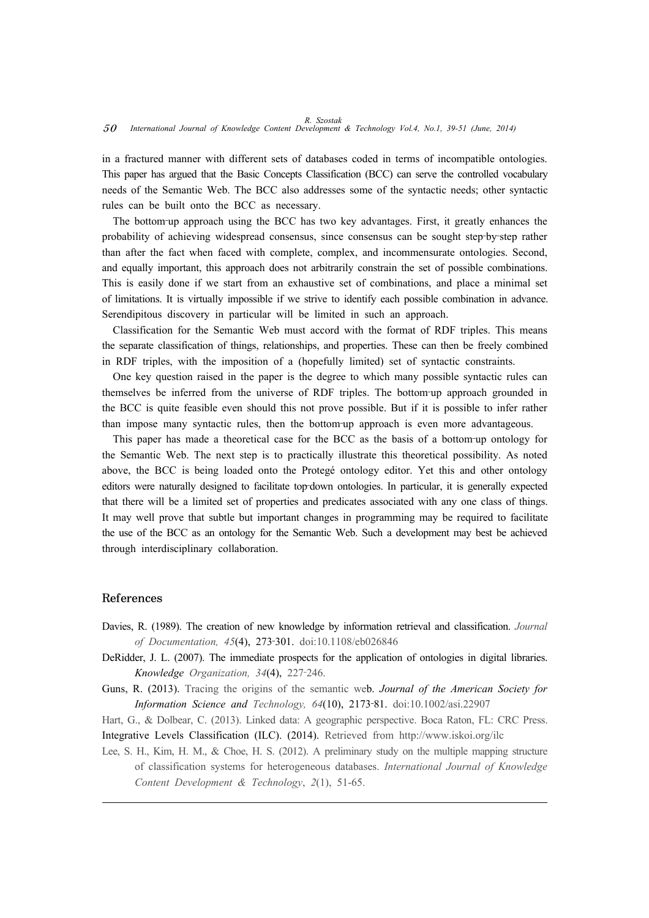in a fractured manner with different sets of databases coded in terms of incompatible ontologies. This paper has argued that the Basic Concepts Classification (BCC) can serve the controlled vocabulary needs of the Semantic Web. The BCC also addresses some of the syntactic needs; other syntactic rules can be built onto the BCC as necessary.

The bottom-up approach using the BCC has two key advantages. First, it greatly enhances the probability of achieving widespread consensus, since consensus can be sought step-by-step rather than after the fact when faced with complete, complex, and incommensurate ontologies. Second, and equally important, this approach does not arbitrarily constrain the set of possible combinations. This is easily done if we start from an exhaustive set of combinations, and place a minimal set of limitations. It is virtually impossible if we strive to identify each possible combination in advance. Serendipitous discovery in particular will be limited in such an approach.

Classification for the Semantic Web must accord with the format of RDF triples. This means the separate classification of things, relationships, and properties. These can then be freely combined in RDF triples, with the imposition of a (hopefully limited) set of syntactic constraints.

One key question raised in the paper is the degree to which many possible syntactic rules can themselves be inferred from the universe of RDF triples. The bottom-up approach grounded in the BCC is quite feasible even should this not prove possible. But if it is possible to infer rather than impose many syntactic rules, then the bottom-up approach is even more advantageous.

This paper has made a theoretical case for the BCC as the basis of a bottom-up ontology for the Semantic Web. The next step is to practically illustrate this theoretical possibility. As noted above, the BCC is being loaded onto the Protegé ontology editor. Yet this and other ontology editors were naturally designed to facilitate top-down ontologies. In particular, it is generally expected that there will be a limited set of properties and predicates associated with any one class of things. It may well prove that subtle but important changes in programming may be required to facilitate the use of the BCC as an ontology for the Semantic Web. Such a development may best be achieved through interdisciplinary collaboration.

## References

Davies, R. (1989). The creation of new knowledge by information retrieval and classification. *Journal of Documentation, 45*(4), 273-301. doi:10.1108/eb026846

DeRidder, J. L. (2007). The immediate prospects for the application of ontologies in digital libraries. *Knowledge Organization, 34*(4), 227-246.

Guns, R. (2013). Tracing the origins of the semantic web. *Journal of the American Society for Information Science and Technology, 64*(10), 2173-81. doi:10.1002/asi.22907

Hart, G., & Dolbear, C. (2013). Linked data: A geographic perspective. Boca Raton, FL: CRC Press.

Integrative Levels Classification (ILC). (2014). Retrieved from http://www.iskoi.org/ilc

Lee, S. H., Kim, H. M., & Choe, H. S. (2012). A preliminary study on the multiple mapping structure of classification systems for heterogeneous databases. *International Journal of Knowledge Content Development & Technology*, *2*(1), 51-65.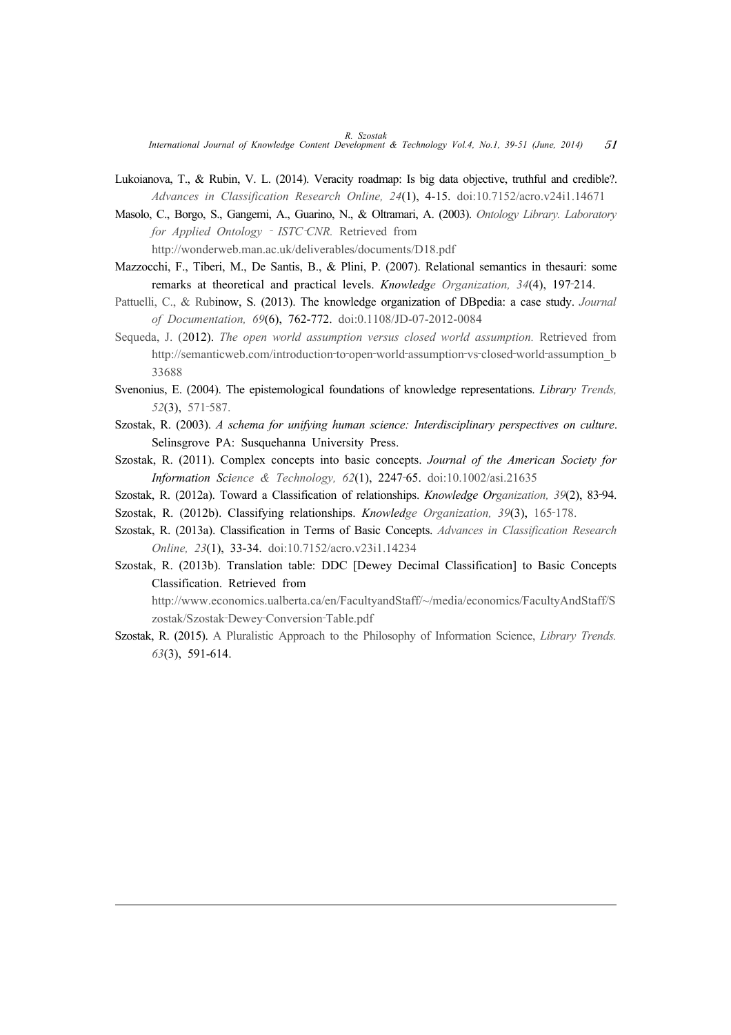Lukoianova, T., & Rubin, V. L. (2014). Veracity roadmap: Is big data objective, truthful and credible?. *Advances in Classification Research Online, 24*(1), 4-15. doi:10.7152/acro.v24i1.14671

Masolo, C., Borgo, S., Gangemi, A., Guarino, N., & Oltramari, A. (2003). *Ontology Library. Laboratory for Applied Ontology ‑ ISTC‑CNR.* Retrieved from http://wonderweb.man.ac.uk/deliverables/documents/D18.pdf

Mazzocchi, F., Tiberi, M., De Santis, B., & Plini, P. (2007). Relational semantics in thesauri: some remarks at theoretical and practical levels. *Knowledge Organization, 34*(4), 197‑214.

Pattuelli, C., & Rubinow, S. (2013). The knowledge organization of DBpedia: a case study. *Journal of Documentation, 69*(6), 762-772. doi:0.1108/JD-07-2012-0084

Sequeda, J. (2012). *The open world assumption versus closed world assumption.* Retrieved from http://semanticweb.com/introduction‑to‑open‑world‑assumption‑vs‑closed‑world‑assumption_b33688

Svenonius, E. (2004). The epistemological foundations of knowledge representations. *Library Trends, 52*(3), 571‑587.

Szostak, R. (2003). *A schema for unifying human science: Interdisciplinary perspectives on culture*. Selinsgrove PA: Susquehanna University Press.

Szostak, R. (2011). Complex concepts into basic concepts. *Journal of the American Society for Information Science & Technology, 62*(1), 2247‑65. doi:10.1002/asi.21635

Szostak, R. (2012a). Toward a Classification of relationships. *Knowledge Organization, 39*(2), 83‑94.

Szostak, R. (2012b). Classifying relationships. *Knowledge Organization, 39*(3), 165‑178.

Szostak, R. (2013a). Classification in Terms of Basic Concepts. *Advances in Classification Research Online, 23*(1), 33-34. doi:10.7152/acro.v23i1.14234

Szostak, R. (2013b). Translation table: DDC [Dewey Decimal Classification] to Basic Concepts Classification. Retrieved from http://www.economics.ualberta.ca/en/FacultyandStaff/~/media/economics/FacultyAndStaff/Szostak/Szostak‑Dewey‑Conversion‑Table.pdf

Szostak, R. (2015). A Pluralistic Approach to the Philosophy of Information Science, *Library Trends. 63*(3), 591-614.